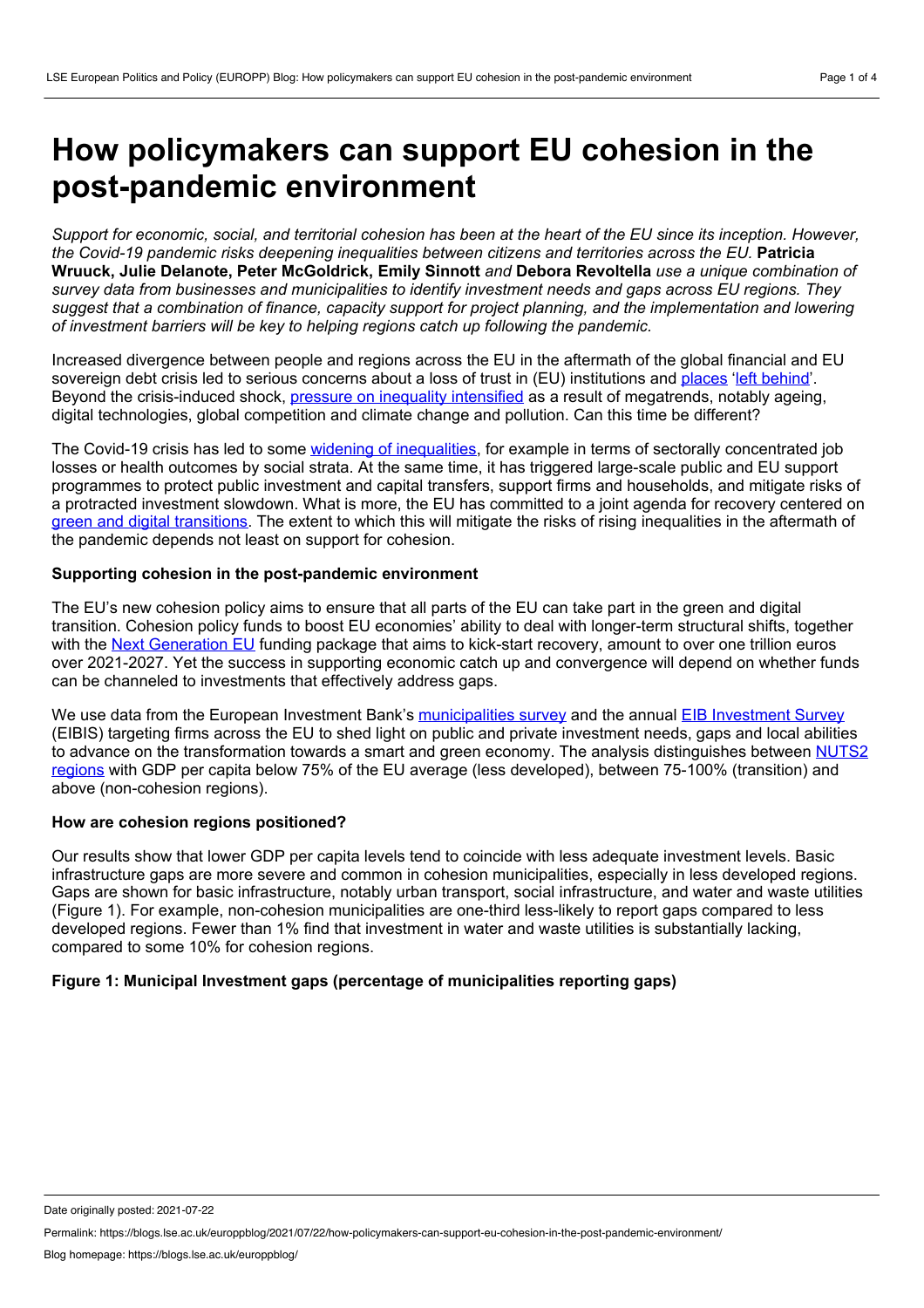# How policymakers can support EU cohesion in the post-pandemic environment

*Support for economic, social, and territorial cohesion has been at the heart of the EU since its inception. However, the Covid-19 pandemic risks deepening inequalities between citizens and territories across the EU.* **Patricia Wruuck, Julie Delanote, Peter McGoldrick, Emily Sinnott** *and* **Debora Revoltella** *use a unique combination of survey data from businesses and municipalities to identify investment needs and gaps across EU regions. They suggest that a combination of finance, capacity support for project planning, and the implementation and lowering of investment barriers will be key to helping regions catch up following the pandemic.*

Increased divergence between people and regions across the EU in the aftermath of the global financial and EU sovereign debt crisis led to serious concerns about a loss of trust in (EU) institutions and places 'left behind'. Beyond the crisis-induced shock, pressure on inequality intensified as a result of megatrends, notably ageing, digital technologies, global competition and climate change and pollution. Can this time be different?

The Covid-19 crisis has led to some widening of inequalities, for example in terms of sectorally concentrated job losses or health outcomes by social strata. At the same time, it has triggered large-scale public and EU support programmes to protect public investment and capital transfers, support firms and households, and mitigate risks of a protracted investment slowdown. What is more, the EU has committed to a joint agenda for recovery centered on green and digital transitions. The extent to which this will mitigate the risks of rising inequalities in the aftermath of the pandemic depends not least on support for cohesion.

**Supporting cohesion in the post-pandemic environment**

The EU's new cohesion policy aims to ensure that all parts of the EU can take part in the green and digital transition. Cohesion policy funds to boost EU economies' ability to deal with longer-term structural shifts, together with the Next Generation EU funding package that aims to kick-start recovery, amount to over one trillion euros over 2021-2027. Yet the success in supporting economic catch up and convergence will depend on whether funds can be channeled to investments that effectively address gaps.

We use data from the European Investment Bank's municipalities survey and the annual EIB Investment Survey (EIBIS) targeting firms across the EU to shed light on public and private investment needs, gaps and local abilities to advance on the transformation towards a smart and green economy. The analysis distinguishes between NUTS2 regions with GDP per capita below 75% of the EU average (less developed), between 75-100% (transition) and above (non-cohesion regions).

**How are cohesion regions positioned?**

Our results show that lower GDP per capita levels tend to coincide with less adequate investment levels. Basic infrastructure gaps are more severe and common in cohesion municipalities, especially in less developed regions. Gaps are shown for basic infrastructure, notably urban transport, social infrastructure, and water and waste utilities (Figure 1). For example, non-cohesion municipalities are one-third less-likely to report gaps compared to less developed regions. Fewer than 1% find that investment in water and waste utilities is substantially lacking, compared to some 10% for cohesion regions.

**Figure 1: Municipal Investment gaps (percentage of municipalities reporting gaps)**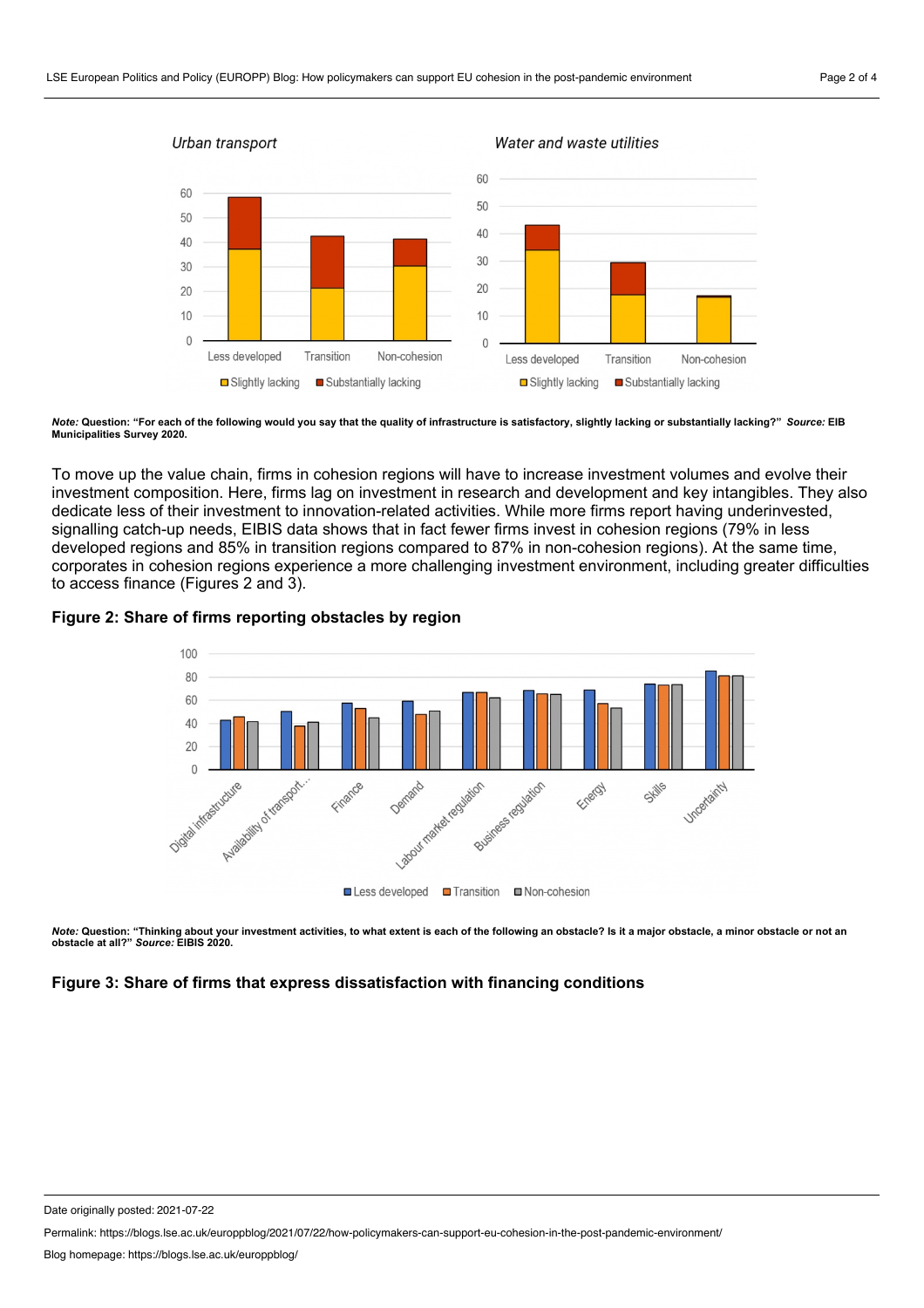*Note:* **Question: "For each of the following would you say that the quality of infrastructure is satisfactory, slightly lacking or substantially lacking?"** ***Source:*** **EIB Municipalities Survey 2020.**

To move up the value chain, firms in cohesion regions will have to increase investment volumes and evolve their investment composition. Here, firms lag on investment in research and development and key intangibles. They also dedicate less of their investment to innovation-related activities. While more firms report having underinvested, signalling catch-up needs, EIBIS data shows that in fact fewer firms invest in cohesion regions (79% in less developed regions and 85% in transition regions compared to 87% in non-cohesion regions). At the same time, corporates in cohesion regions experience a more challenging investment environment, including greater difficulties to access finance (Figures 2 and 3).

### Figure 2: Share of firms reporting obstacles by region

*Note:* **Question: "Thinking about your investment activities, to what extent is each of the following an obstacle? Is it a major obstacle, a minor obstacle or not an obstacle at all?"** ***Source:*** **EIBIS 2020.**

### Figure 3: Share of firms that express dissatisfaction with financing conditions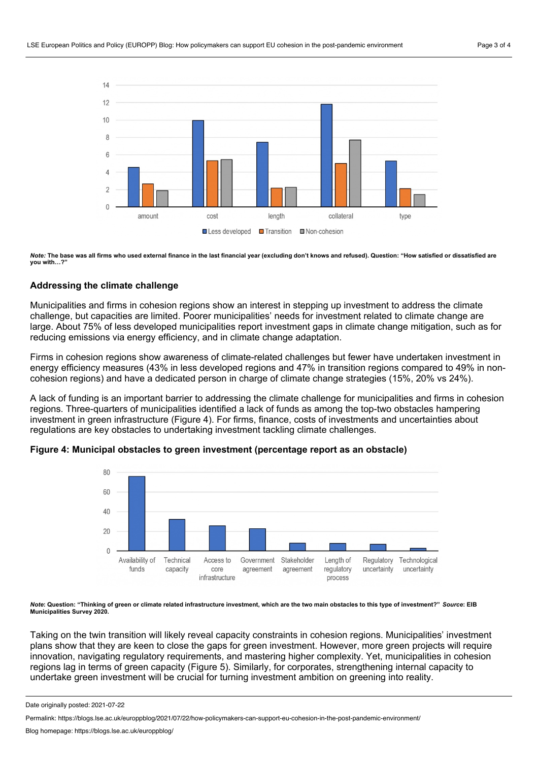*Note:* **The base was all firms who used external finance in the last financial year (excluding don't knows and refused). Question: "How satisfied or dissatisfied are you with…?"**

### Addressing the climate challenge

Municipalities and firms in cohesion regions show an interest in stepping up investment to address the climate challenge, but capacities are limited. Poorer municipalities' needs for investment related to climate change are large. About 75% of less developed municipalities report investment gaps in climate change mitigation, such as for reducing emissions via energy efficiency, and in climate change adaptation.

Firms in cohesion regions show awareness of climate-related challenges but fewer have undertaken investment in energy efficiency measures (43% in less developed regions and 47% in transition regions compared to 49% in non-cohesion regions) and have a dedicated person in charge of climate change strategies (15%, 20% vs 24%).

A lack of funding is an important barrier to addressing the climate challenge for municipalities and firms in cohesion regions. Three-quarters of municipalities identified a lack of funds as among the top-two obstacles hampering investment in green infrastructure (Figure 4). For firms, finance, costs of investments and uncertainties about regulations are key obstacles to undertaking investment tackling climate challenges.

**Figure 4: Municipal obstacles to green investment (percentage report as an obstacle)**

*Note*: **Question: "Thinking of green or climate related infrastructure investment, which are the two main obstacles to this type of investment?"** ***Source*: EIB Municipalities Survey 2020.**

Taking on the twin transition will likely reveal capacity constraints in cohesion regions. Municipalities' investment plans show that they are keen to close the gaps for green investment. However, more green projects will require innovation, navigating regulatory requirements, and mastering higher complexity. Yet, municipalities in cohesion regions lag in terms of green capacity (Figure 5). Similarly, for corporates, strengthening internal capacity to undertake green investment will be crucial for turning investment ambition on greening into reality.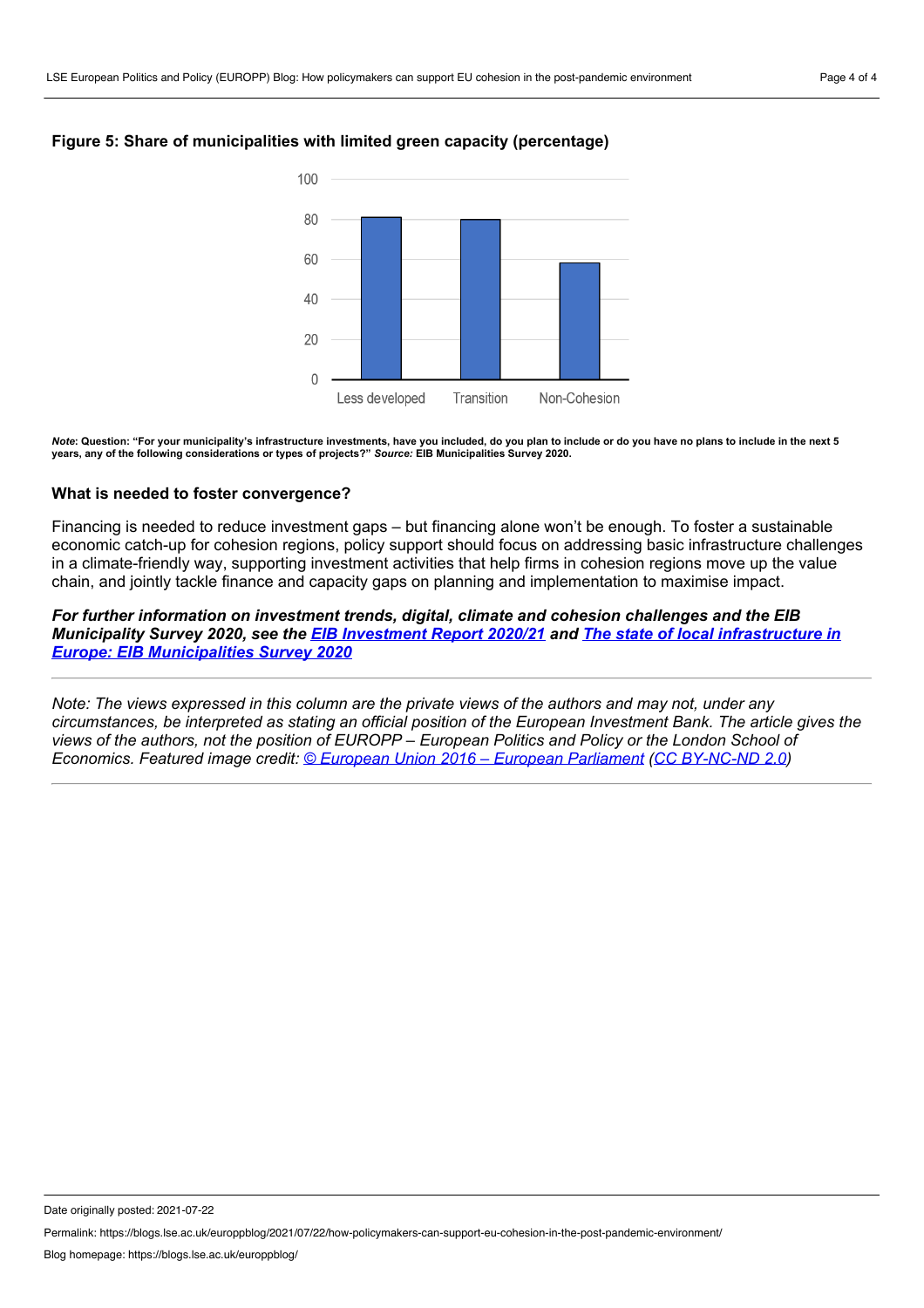**Figure 5: Share of municipalities with limited green capacity (percentage)**

100
80
60
40
20
0

Less developed
Transition
Non-Cohesion

***Note*: Question: "For your municipality's infrastructure investments, have you included, do you plan to include or do you have no plans to include in the next 5 years, any of the following considerations or types of projects?" *Source:* EIB Municipalities Survey 2020.**

### What is needed to foster convergence?

Financing is needed to reduce investment gaps – but financing alone won't be enough. To foster a sustainable economic catch-up for cohesion regions, policy support should focus on addressing basic infrastructure challenges in a climate-friendly way, supporting investment activities that help firms in cohesion regions move up the value chain, and jointly tackle finance and capacity gaps on planning and implementation to maximise impact.

***For further information on investment trends, digital, climate and cohesion challenges and the EIB Municipality Survey 2020, see the EIB Investment Report 2020/21 and The state of local infrastructure in Europe: EIB Municipalities Survey 2020***

---

*Note: The views expressed in this column are the private views of the authors and may not, under any circumstances, be interpreted as stating an official position of the European Investment Bank. The article gives the views of the authors, not the position of EUROPP – European Politics and Policy or the London School of Economics. Featured image credit: © European Union 2016 – European Parliament (CC BY-NC-ND 2.0)*

---

Date originally posted: 2021-07-22

Permalink: https://blogs.lse.ac.uk/europpblog/2021/07/22/how-policymakers-can-support-eu-cohesion-in-the-post-pandemic-environment/

Blog homepage: https://blogs.lse.ac.uk/europpblog/